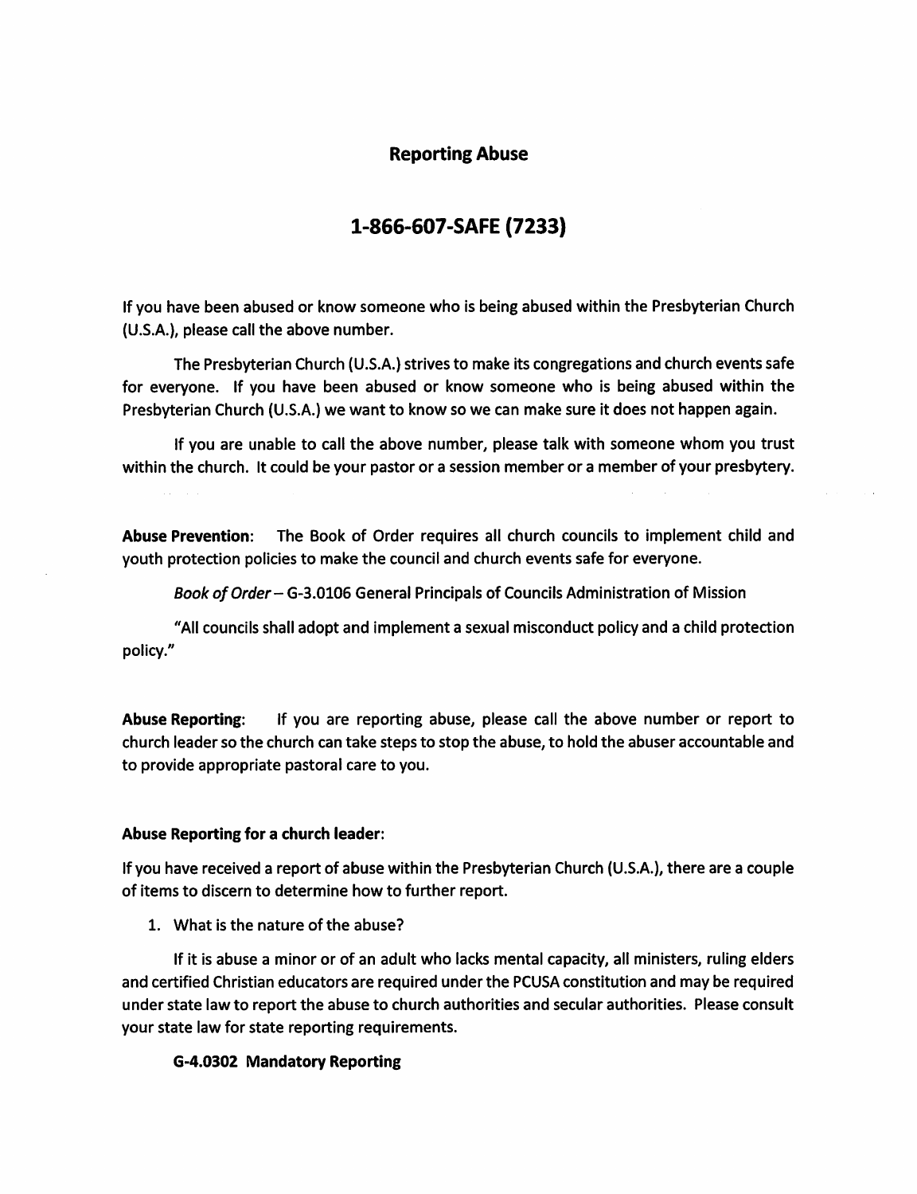# Reporting Abuse

## 1-866-607-SAFE (7233)

If you have been abused or know someone who is being abused within the Presbyterian Church (U.S.A.), please call the above number.

The Presbyterian Church (U.S.A.) strives to make its congregations and church events safe for everyone. If you have been abused or know someone who is being abused within the Presbyterian Church (U.S.A.) we want to know so we can make sure it does not happen again.

If you are unable to call the above number, please talk with someone whom you trust within the church. It could be your pastor or a session member or a member of your presbytery.

**Abuse Prevention**: The Book of Order requires all church councils to implement child and youth protection policies to make the council and church events safe for everyone.

*Book of Order* – G-3.0106 General Principals of Councils Administration of Mission

"All councils shall adopt and implement a sexual misconduct policy and a child protection policy."

**Abuse Reporting**: If you are reporting abuse, please call the above number or report to church leader so the church can take steps to stop the abuse, to hold the abuser accountable and to provide appropriate pastoral care to you.

**Abuse Reporting for a church leader**:

If you have received a report of abuse within the Presbyterian Church (U.S.A.), there are a couple of items to discern to determine how to further report.

1. What is the nature of the abuse?

If it is abuse a minor or of an adult who lacks mental capacity, all ministers, ruling elders and certified Christian educators are required under the PCUSA constitution and may be required under state law to report the abuse to church authorities and secular authorities. Please consult your state law for state reporting requirements.

**G-4.0302 Mandatory Reporting**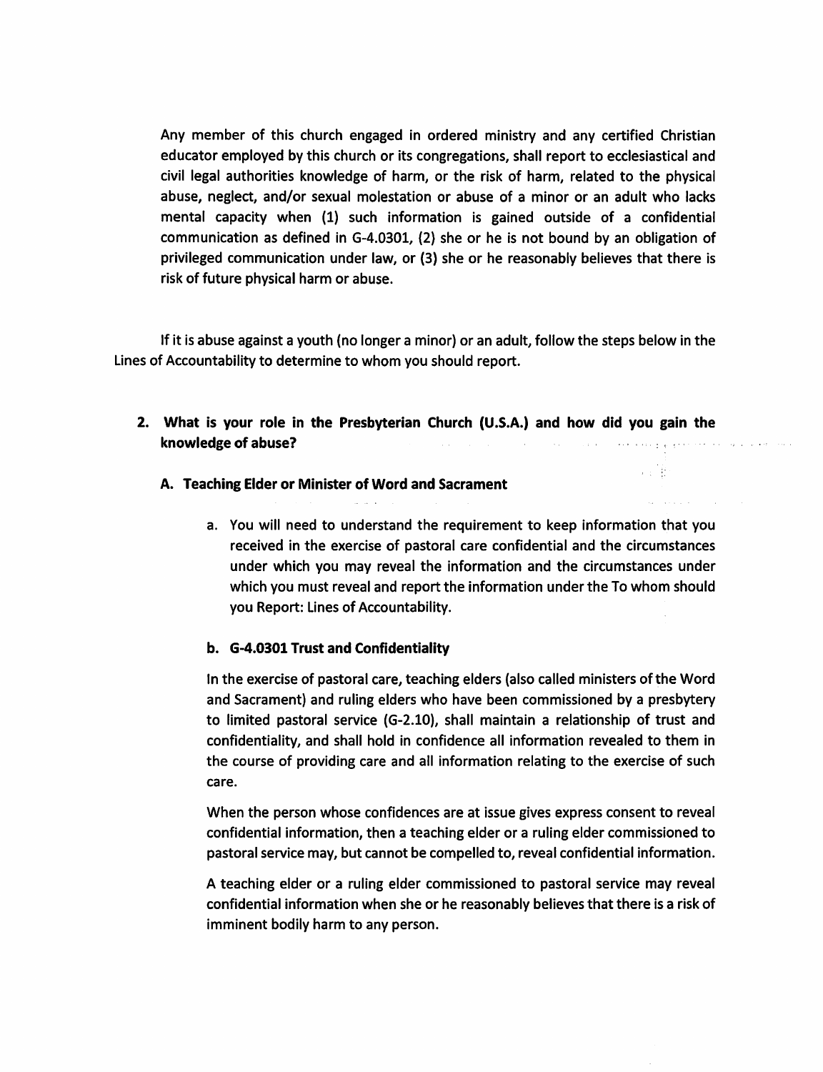Any member of this church engaged in ordered ministry and any certified Christian educator employed by this church or its congregations, shall report to ecclesiastical and civil legal authorities knowledge of harm, or the risk of harm, related to the physical abuse, neglect, and/or sexual molestation or abuse of a minor or an adult who lacks mental capacity when (1) such information is gained outside of a confidential communication as defined in G-4.0301, (2) she or he is not bound by an obligation of privileged communication under law, or (3) she or he reasonably believes that there is risk of future physical harm or abuse.

If it is abuse against a youth (no longer a minor) or an adult, follow the steps below in the Lines of Accountability to determine to whom you should report.

2. **What is your role in the Presbyterian Church (U.S.A.) and how did you gain the knowledge of abuse?**

   **A. Teaching Elder or Minister of Word and Sacrament**

   a. You will need to understand the requirement to keep information that you received in the exercise of pastoral care confidential and the circumstances under which you may reveal the information and the circumstances under which you must reveal and report the information under the To whom should you Report: Lines of Accountability.

   **b. G-4.0301 Trust and Confidentiality**

   In the exercise of pastoral care, teaching elders (also called ministers of the Word and Sacrament) and ruling elders who have been commissioned by a presbytery to limited pastoral service (G-2.10), shall maintain a relationship of trust and confidentiality, and shall hold in confidence all information revealed to them in the course of providing care and all information relating to the exercise of such care.

   When the person whose confidences are at issue gives express consent to reveal confidential information, then a teaching elder or a ruling elder commissioned to pastoral service may, but cannot be compelled to, reveal confidential information.

   A teaching elder or a ruling elder commissioned to pastoral service may reveal confidential information when she or he reasonably believes that there is a risk of imminent bodily harm to any person.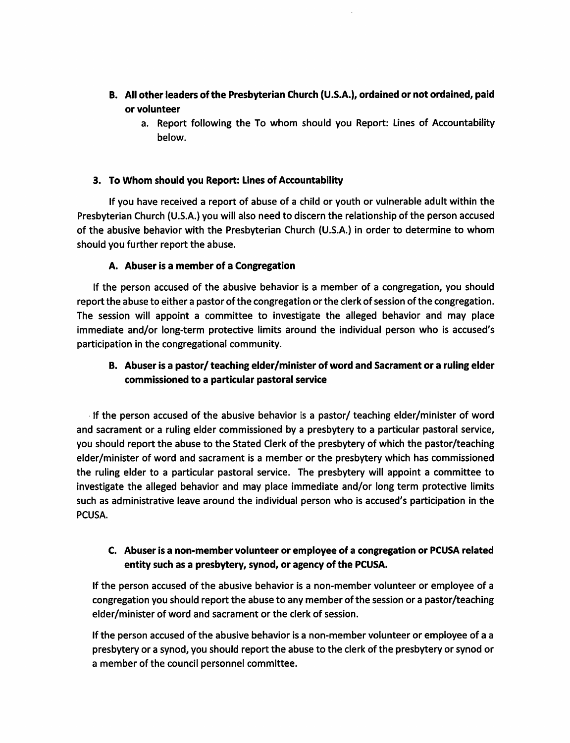**B. All other leaders of the Presbyterian Church (U.S.A.), ordained or not ordained, paid or volunteer**

a. Report following the To whom should you Report: Lines of Accountability below.

## 3. To Whom should you Report: Lines of Accountability

If you have received a report of abuse of a child or youth or vulnerable adult within the Presbyterian Church (U.S.A.) you will also need to discern the relationship of the person accused of the abusive behavior with the Presbyterian Church (U.S.A.) in order to determine to whom should you further report the abuse.

### A. Abuser is a member of a Congregation

If the person accused of the abusive behavior is a member of a congregation, you should report the abuse to either a pastor of the congregation or the clerk of session of the congregation. The session will appoint a committee to investigate the alleged behavior and may place immediate and/or long-term protective limits around the individual person who is accused's participation in the congregational community.

### B. Abuser is a pastor/ teaching elder/minister of word and Sacrament or a ruling elder commissioned to a particular pastoral service

If the person accused of the abusive behavior is a pastor/ teaching elder/minister of word and sacrament or a ruling elder commissioned by a presbytery to a particular pastoral service, you should report the abuse to the Stated Clerk of the presbytery of which the pastor/teaching elder/minister of word and sacrament is a member or the presbytery which has commissioned the ruling elder to a particular pastoral service. The presbytery will appoint a committee to investigate the alleged behavior and may place immediate and/or long term protective limits such as administrative leave around the individual person who is accused's participation in the PCUSA.

### C. Abuser is a non-member volunteer or employee of a congregation or PCUSA related entity such as a presbytery, synod, or agency of the PCUSA.

If the person accused of the abusive behavior is a non-member volunteer or employee of a congregation you should report the abuse to any member of the session or a pastor/teaching elder/minister of word and sacrament or the clerk of session.

If the person accused of the abusive behavior is a non-member volunteer or employee of a a presbytery or a synod, you should report the abuse to the clerk of the presbytery or synod or a member of the council personnel committee.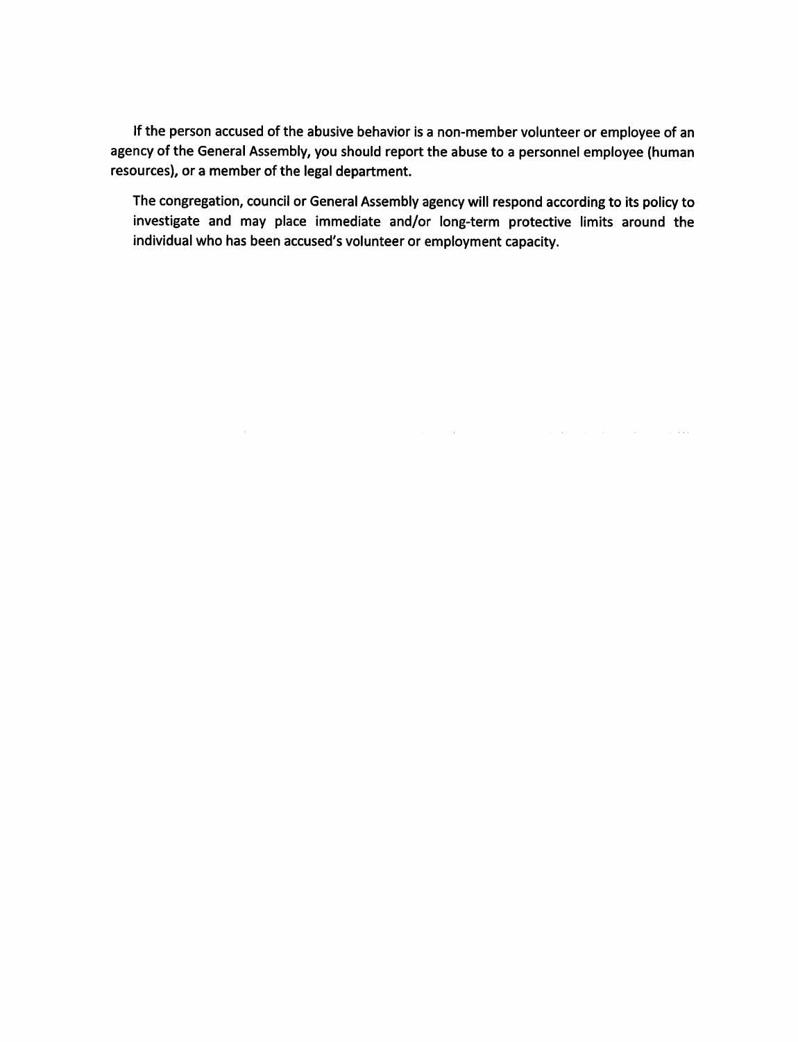If the person accused of the abusive behavior is a non-member volunteer or employee of an agency of the General Assembly, you should report the abuse to a personnel employee (human resources), or a member of the legal department.

The congregation, council or General Assembly agency will respond according to its policy to investigate and may place immediate and/or long-term protective limits around the individual who has been accused's volunteer or employment capacity.